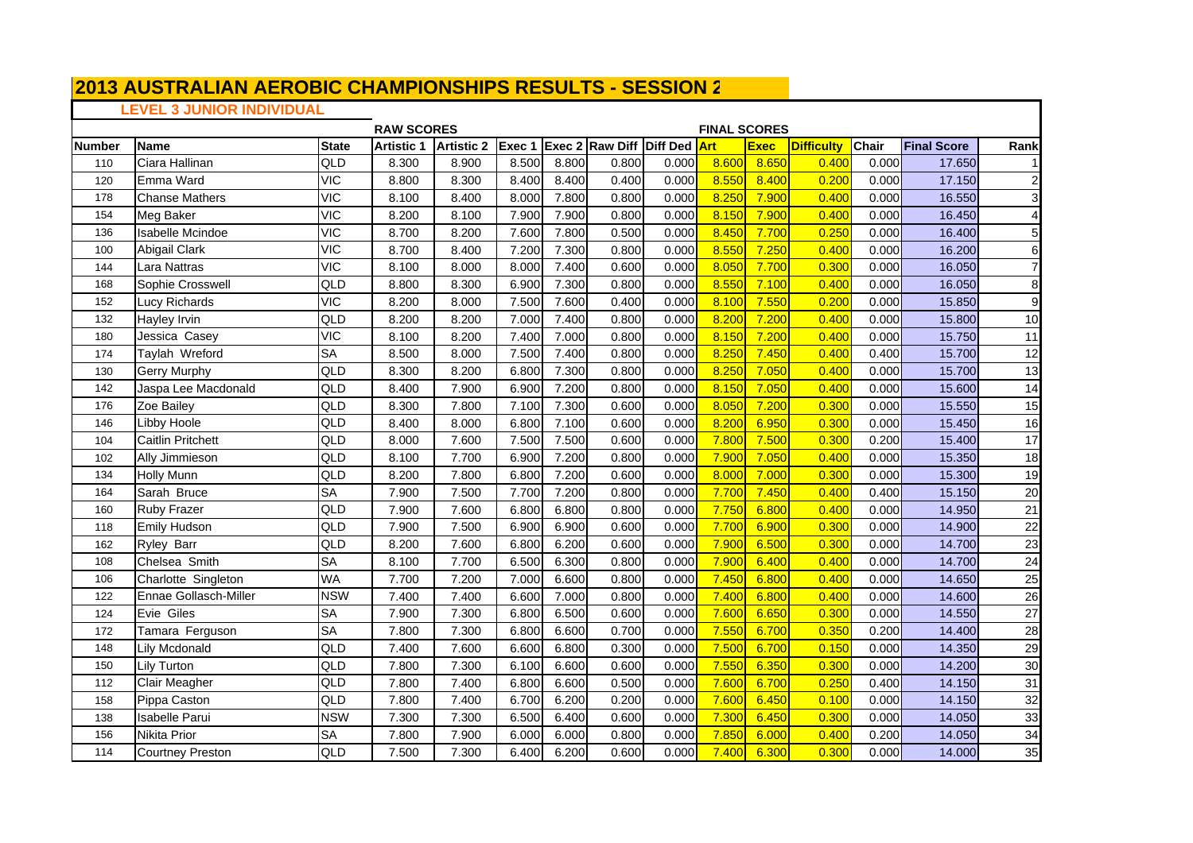# 2013 AUSTRALIAN AEROBIC CHAMPIONSHIPS RESULTS - SESSION 2

## LEVEL 3 JUNIOR INDIVIDUAL

| | | | RAW SCORES | | | | | | FINAL SCORES | | | | | |
|---|---|---|---|---|---|---|---|---|---|---|---|---|---|---|
| **Number** | **Name** | **State** | **Artistic 1** | **Artistic 2** | **Exec 1** | **Exec 2** | **Raw Diff** | **Diff Ded** | **Art** | **Exec** | **Difficulty** | **Chair** | **Final Score** | **Rank** |
| 110 | Ciara Hallinan | QLD | 8.300 | 8.900 | 8.500 | 8.800 | 0.800 | 0.000 | 8.600 | 8.650 | 0.400 | 0.000 | 17.650 | 1 |
| 120 | Emma Ward | VIC | 8.800 | 8.300 | 8.400 | 8.400 | 0.400 | 0.000 | 8.550 | 8.400 | 0.200 | 0.000 | 17.150 | 2 |
| 178 | Chanse Mathers | VIC | 8.100 | 8.400 | 8.000 | 7.800 | 0.800 | 0.000 | 8.250 | 7.900 | 0.400 | 0.000 | 16.550 | 3 |
| 154 | Meg Baker | VIC | 8.200 | 8.100 | 7.900 | 7.900 | 0.800 | 0.000 | 8.150 | 7.900 | 0.400 | 0.000 | 16.450 | 4 |
| 136 | Isabelle Mcindoe | VIC | 8.700 | 8.200 | 7.600 | 7.800 | 0.500 | 0.000 | 8.450 | 7.700 | 0.250 | 0.000 | 16.400 | 5 |
| 100 | Abigail Clark | VIC | 8.700 | 8.400 | 7.200 | 7.300 | 0.800 | 0.000 | 8.550 | 7.250 | 0.400 | 0.000 | 16.200 | 6 |
| 144 | Lara Nattras | VIC | 8.100 | 8.000 | 8.000 | 7.400 | 0.600 | 0.000 | 8.050 | 7.700 | 0.300 | 0.000 | 16.050 | 7 |
| 168 | Sophie Crosswell | QLD | 8.800 | 8.300 | 6.900 | 7.300 | 0.800 | 0.000 | 8.550 | 7.100 | 0.400 | 0.000 | 16.050 | 8 |
| 152 | Lucy Richards | VIC | 8.200 | 8.000 | 7.500 | 7.600 | 0.400 | 0.000 | 8.100 | 7.550 | 0.200 | 0.000 | 15.850 | 9 |
| 132 | Hayley Irvin | QLD | 8.200 | 8.200 | 7.000 | 7.400 | 0.800 | 0.000 | 8.200 | 7.200 | 0.400 | 0.000 | 15.800 | 10 |
| 180 | Jessica Casey | VIC | 8.100 | 8.200 | 7.400 | 7.000 | 0.800 | 0.000 | 8.150 | 7.200 | 0.400 | 0.000 | 15.750 | 11 |
| 174 | Taylah Wreford | SA | 8.500 | 8.000 | 7.500 | 7.400 | 0.800 | 0.000 | 8.250 | 7.450 | 0.400 | 0.400 | 15.700 | 12 |
| 130 | Gerry Murphy | QLD | 8.300 | 8.200 | 6.800 | 7.300 | 0.800 | 0.000 | 8.250 | 7.050 | 0.400 | 0.000 | 15.700 | 13 |
| 142 | Jaspa Lee Macdonald | QLD | 8.400 | 7.900 | 6.900 | 7.200 | 0.800 | 0.000 | 8.150 | 7.050 | 0.400 | 0.000 | 15.600 | 14 |
| 176 | Zoe Bailey | QLD | 8.300 | 7.800 | 7.100 | 7.300 | 0.600 | 0.000 | 8.050 | 7.200 | 0.300 | 0.000 | 15.550 | 15 |
| 146 | Libby Hoole | QLD | 8.400 | 8.000 | 6.800 | 7.100 | 0.600 | 0.000 | 8.200 | 6.950 | 0.300 | 0.000 | 15.450 | 16 |
| 104 | Caitlin Pritchett | QLD | 8.000 | 7.600 | 7.500 | 7.500 | 0.600 | 0.000 | 7.800 | 7.500 | 0.300 | 0.200 | 15.400 | 17 |
| 102 | Ally Jimmieson | QLD | 8.100 | 7.700 | 6.900 | 7.200 | 0.800 | 0.000 | 7.900 | 7.050 | 0.400 | 0.000 | 15.350 | 18 |
| 134 | Holly Munn | QLD | 8.200 | 7.800 | 6.800 | 7.200 | 0.600 | 0.000 | 8.000 | 7.000 | 0.300 | 0.000 | 15.300 | 19 |
| 164 | Sarah Bruce | SA | 7.900 | 7.500 | 7.700 | 7.200 | 0.800 | 0.000 | 7.700 | 7.450 | 0.400 | 0.400 | 15.150 | 20 |
| 160 | Ruby Frazer | QLD | 7.900 | 7.600 | 6.800 | 6.800 | 0.800 | 0.000 | 7.750 | 6.800 | 0.400 | 0.000 | 14.950 | 21 |
| 118 | Emily Hudson | QLD | 7.900 | 7.500 | 6.900 | 6.900 | 0.600 | 0.000 | 7.700 | 6.900 | 0.300 | 0.000 | 14.900 | 22 |
| 162 | Ryley Barr | QLD | 8.200 | 7.600 | 6.800 | 6.200 | 0.600 | 0.000 | 7.900 | 6.500 | 0.300 | 0.000 | 14.700 | 23 |
| 108 | Chelsea Smith | SA | 8.100 | 7.700 | 6.500 | 6.300 | 0.800 | 0.000 | 7.900 | 6.400 | 0.400 | 0.000 | 14.700 | 24 |
| 106 | Charlotte Singleton | WA | 7.700 | 7.200 | 7.000 | 6.600 | 0.800 | 0.000 | 7.450 | 6.800 | 0.400 | 0.000 | 14.650 | 25 |
| 122 | Ennae Gollasch-Miller | NSW | 7.400 | 7.400 | 6.600 | 7.000 | 0.800 | 0.000 | 7.400 | 6.800 | 0.400 | 0.000 | 14.600 | 26 |
| 124 | Evie Giles | SA | 7.900 | 7.300 | 6.800 | 6.500 | 0.600 | 0.000 | 7.600 | 6.650 | 0.300 | 0.000 | 14.550 | 27 |
| 172 | Tamara Ferguson | SA | 7.800 | 7.300 | 6.800 | 6.600 | 0.700 | 0.000 | 7.550 | 6.700 | 0.350 | 0.200 | 14.400 | 28 |
| 148 | Lily Mcdonald | QLD | 7.400 | 7.600 | 6.600 | 6.800 | 0.300 | 0.000 | 7.500 | 6.700 | 0.150 | 0.000 | 14.350 | 29 |
| 150 | Lily Turton | QLD | 7.800 | 7.300 | 6.100 | 6.600 | 0.600 | 0.000 | 7.550 | 6.350 | 0.300 | 0.000 | 14.200 | 30 |
| 112 | Clair Meagher | QLD | 7.800 | 7.400 | 6.800 | 6.600 | 0.500 | 0.000 | 7.600 | 6.700 | 0.250 | 0.400 | 14.150 | 31 |
| 158 | Pippa Caston | QLD | 7.800 | 7.400 | 6.700 | 6.200 | 0.200 | 0.000 | 7.600 | 6.450 | 0.100 | 0.000 | 14.150 | 32 |
| 138 | Isabelle Parui | NSW | 7.300 | 7.300 | 6.500 | 6.400 | 0.600 | 0.000 | 7.300 | 6.450 | 0.300 | 0.000 | 14.050 | 33 |
| 156 | Nikita Prior | SA | 7.800 | 7.900 | 6.000 | 6.000 | 0.800 | 0.000 | 7.850 | 6.000 | 0.400 | 0.200 | 14.050 | 34 |
| 114 | Courtney Preston | QLD | 7.500 | 7.300 | 6.400 | 6.200 | 0.600 | 0.000 | 7.400 | 6.300 | 0.300 | 0.000 | 14.000 | 35 |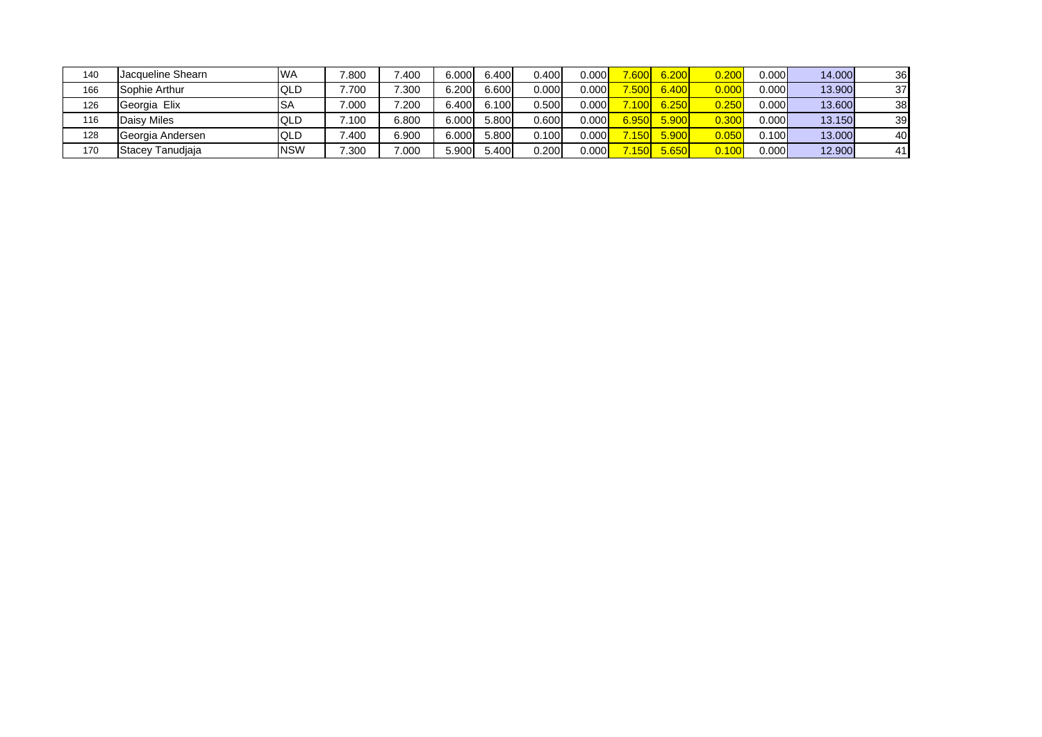| | | | | | | | | | | | | | | |
|---|---|---|---|---|---|---|---|---|---|---|---|---|---|---|
| 140 | Jacqueline Shearn | WA | 7.800 | 7.400 | 6.000 | 6.400 | 0.400 | 0.000 | 7.600 | 6.200 | 0.200 | 0.000 | 14.000 | 36 |
| 166 | Sophie Arthur | QLD | 7.700 | 7.300 | 6.200 | 6.600 | 0.000 | 0.000 | 7.500 | 6.400 | 0.000 | 0.000 | 13.900 | 37 |
| 126 | Georgia Elix | SA | 7.000 | 7.200 | 6.400 | 6.100 | 0.500 | 0.000 | 7.100 | 6.250 | 0.250 | 0.000 | 13.600 | 38 |
| 116 | Daisy Miles | QLD | 7.100 | 6.800 | 6.000 | 5.800 | 0.600 | 0.000 | 6.950 | 5.900 | 0.300 | 0.000 | 13.150 | 39 |
| 128 | Georgia Andersen | QLD | 7.400 | 6.900 | 6.000 | 5.800 | 0.100 | 0.000 | 7.150 | 5.900 | 0.050 | 0.100 | 13.000 | 40 |
| 170 | Stacey Tanudjaja | NSW | 7.300 | 7.000 | 5.900 | 5.400 | 0.200 | 0.000 | 7.150 | 5.650 | 0.100 | 0.000 | 12.900 | 41 |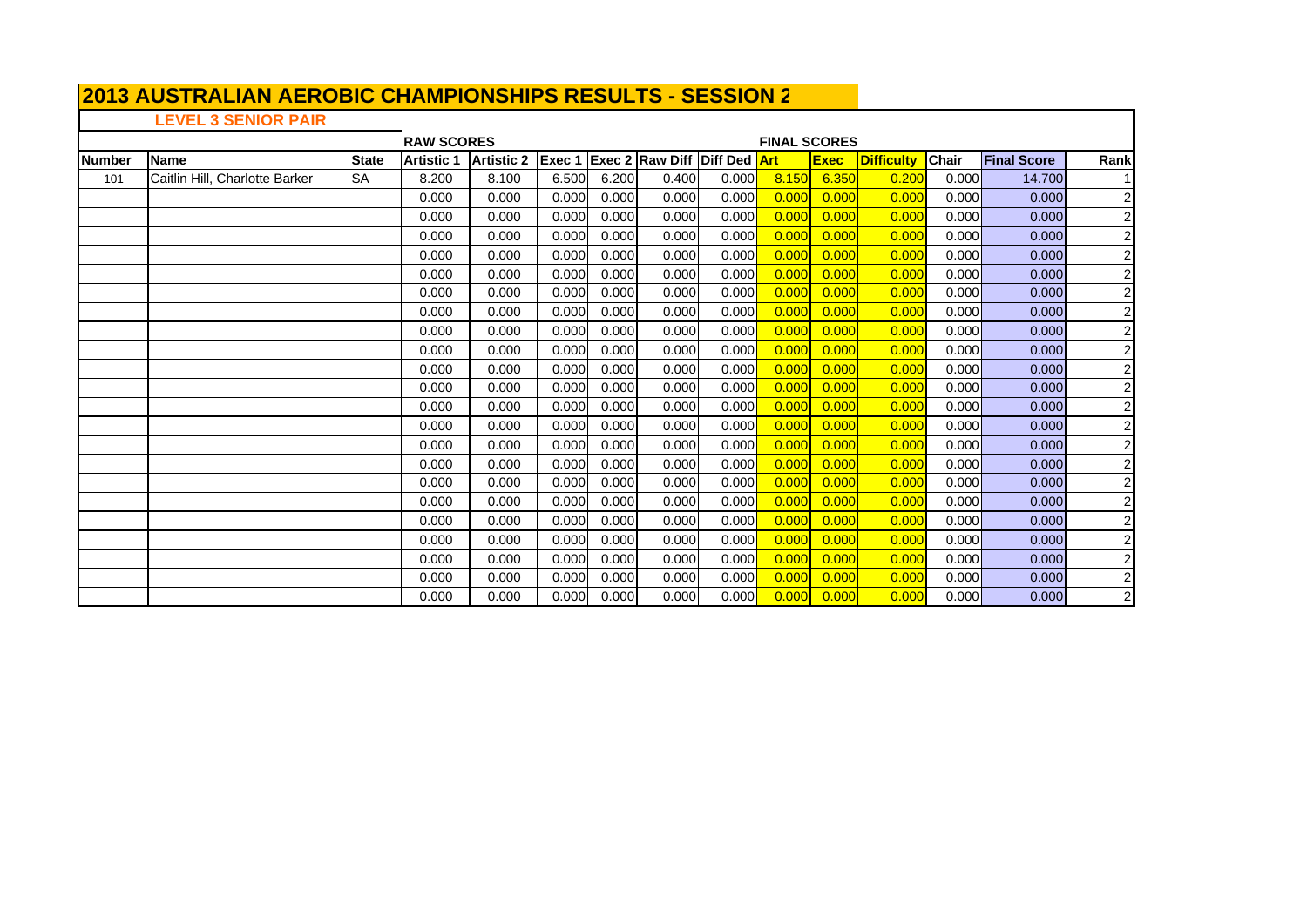# 2013 AUSTRALIAN AEROBIC CHAMPIONSHIPS RESULTS - SESSION 2

## LEVEL 3 SENIOR PAIR

| | | | RAW SCORES | | | | | | FINAL SCORES | | | | | |
|---|---|---|---|---|---|---|---|---|---|---|---|---|---|---|
| Number | Name | State | Artistic 1 | Artistic 2 | Exec 1 | Exec 2 | Raw Diff | Diff Ded | Art | Exec | Difficulty | Chair | Final Score | Rank |
| 101 | Caitlin Hill, Charlotte Barker | SA | 8.200 | 8.100 | 6.500 | 6.200 | 0.400 | 0.000 | 8.150 | 6.350 | 0.200 | 0.000 | 14.700 | 1 |
| | | | 0.000 | 0.000 | 0.000 | 0.000 | 0.000 | 0.000 | 0.000 | 0.000 | 0.000 | 0.000 | 0.000 | 2 |
| | | | 0.000 | 0.000 | 0.000 | 0.000 | 0.000 | 0.000 | 0.000 | 0.000 | 0.000 | 0.000 | 0.000 | 2 |
| | | | 0.000 | 0.000 | 0.000 | 0.000 | 0.000 | 0.000 | 0.000 | 0.000 | 0.000 | 0.000 | 0.000 | 2 |
| | | | 0.000 | 0.000 | 0.000 | 0.000 | 0.000 | 0.000 | 0.000 | 0.000 | 0.000 | 0.000 | 0.000 | 2 |
| | | | 0.000 | 0.000 | 0.000 | 0.000 | 0.000 | 0.000 | 0.000 | 0.000 | 0.000 | 0.000 | 0.000 | 2 |
| | | | 0.000 | 0.000 | 0.000 | 0.000 | 0.000 | 0.000 | 0.000 | 0.000 | 0.000 | 0.000 | 0.000 | 2 |
| | | | 0.000 | 0.000 | 0.000 | 0.000 | 0.000 | 0.000 | 0.000 | 0.000 | 0.000 | 0.000 | 0.000 | 2 |
| | | | 0.000 | 0.000 | 0.000 | 0.000 | 0.000 | 0.000 | 0.000 | 0.000 | 0.000 | 0.000 | 0.000 | 2 |
| | | | 0.000 | 0.000 | 0.000 | 0.000 | 0.000 | 0.000 | 0.000 | 0.000 | 0.000 | 0.000 | 0.000 | 2 |
| | | | 0.000 | 0.000 | 0.000 | 0.000 | 0.000 | 0.000 | 0.000 | 0.000 | 0.000 | 0.000 | 0.000 | 2 |
| | | | 0.000 | 0.000 | 0.000 | 0.000 | 0.000 | 0.000 | 0.000 | 0.000 | 0.000 | 0.000 | 0.000 | 2 |
| | | | 0.000 | 0.000 | 0.000 | 0.000 | 0.000 | 0.000 | 0.000 | 0.000 | 0.000 | 0.000 | 0.000 | 2 |
| | | | 0.000 | 0.000 | 0.000 | 0.000 | 0.000 | 0.000 | 0.000 | 0.000 | 0.000 | 0.000 | 0.000 | 2 |
| | | | 0.000 | 0.000 | 0.000 | 0.000 | 0.000 | 0.000 | 0.000 | 0.000 | 0.000 | 0.000 | 0.000 | 2 |
| | | | 0.000 | 0.000 | 0.000 | 0.000 | 0.000 | 0.000 | 0.000 | 0.000 | 0.000 | 0.000 | 0.000 | 2 |
| | | | 0.000 | 0.000 | 0.000 | 0.000 | 0.000 | 0.000 | 0.000 | 0.000 | 0.000 | 0.000 | 0.000 | 2 |
| | | | 0.000 | 0.000 | 0.000 | 0.000 | 0.000 | 0.000 | 0.000 | 0.000 | 0.000 | 0.000 | 0.000 | 2 |
| | | | 0.000 | 0.000 | 0.000 | 0.000 | 0.000 | 0.000 | 0.000 | 0.000 | 0.000 | 0.000 | 0.000 | 2 |
| | | | 0.000 | 0.000 | 0.000 | 0.000 | 0.000 | 0.000 | 0.000 | 0.000 | 0.000 | 0.000 | 0.000 | 2 |
| | | | 0.000 | 0.000 | 0.000 | 0.000 | 0.000 | 0.000 | 0.000 | 0.000 | 0.000 | 0.000 | 0.000 | 2 |
| | | | 0.000 | 0.000 | 0.000 | 0.000 | 0.000 | 0.000 | 0.000 | 0.000 | 0.000 | 0.000 | 0.000 | 2 |
| | | | 0.000 | 0.000 | 0.000 | 0.000 | 0.000 | 0.000 | 0.000 | 0.000 | 0.000 | 0.000 | 0.000 | 2 |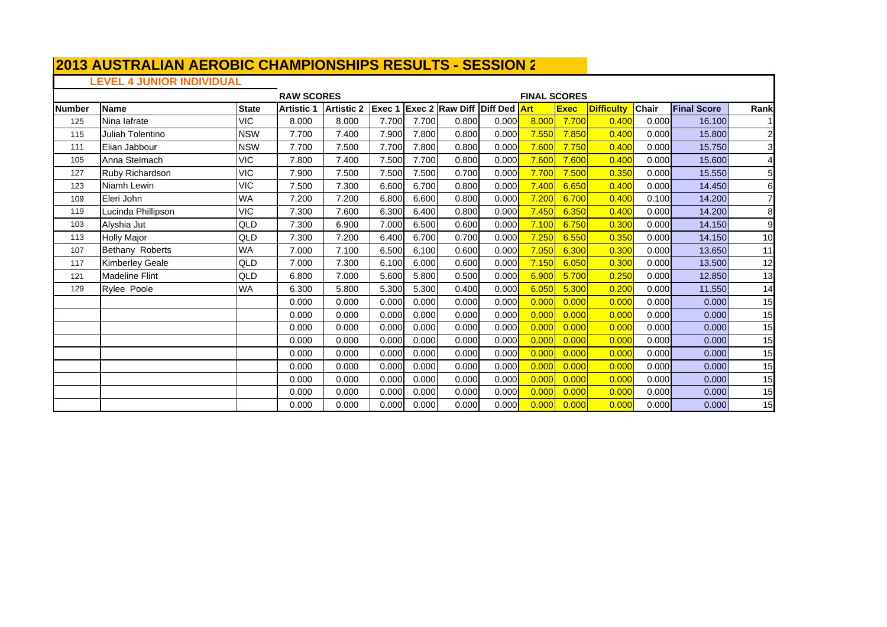# 2013 AUSTRALIAN AEROBIC CHAMPIONSHIPS RESULTS - SESSION 2

## LEVEL 4 JUNIOR INDIVIDUAL

| | | | RAW SCORES | | | | | | FINAL SCORES | | | | | |
|---|---|---|---|---|---|---|---|---|---|---|---|---|---|---|
| Number | Name | State | Artistic 1 | Artistic 2 | Exec 1 | Exec 2 | Raw Diff | Diff Ded | Art | Exec | Difficulty | Chair | Final Score | Rank |
| 125 | Nina Iafrate | VIC | 8.000 | 8.000 | 7.700 | 7.700 | 0.800 | 0.000 | 8.000 | 7.700 | 0.400 | 0.000 | 16.100 | 1 |
| 115 | Juliah Tolentino | NSW | 7.700 | 7.400 | 7.900 | 7.800 | 0.800 | 0.000 | 7.550 | 7.850 | 0.400 | 0.000 | 15.800 | 2 |
| 111 | Elian Jabbour | NSW | 7.700 | 7.500 | 7.700 | 7.800 | 0.800 | 0.000 | 7.600 | 7.750 | 0.400 | 0.000 | 15.750 | 3 |
| 105 | Anna Stelmach | VIC | 7.800 | 7.400 | 7.500 | 7.700 | 0.800 | 0.000 | 7.600 | 7.600 | 0.400 | 0.000 | 15.600 | 4 |
| 127 | Ruby Richardson | VIC | 7.900 | 7.500 | 7.500 | 7.500 | 0.700 | 0.000 | 7.700 | 7.500 | 0.350 | 0.000 | 15.550 | 5 |
| 123 | Niamh Lewin | VIC | 7.500 | 7.300 | 6.600 | 6.700 | 0.800 | 0.000 | 7.400 | 6.650 | 0.400 | 0.000 | 14.450 | 6 |
| 109 | Eleri John | WA | 7.200 | 7.200 | 6.800 | 6.600 | 0.800 | 0.000 | 7.200 | 6.700 | 0.400 | 0.100 | 14.200 | 7 |
| 119 | Lucinda Phillipson | VIC | 7.300 | 7.600 | 6.300 | 6.400 | 0.800 | 0.000 | 7.450 | 6.350 | 0.400 | 0.000 | 14.200 | 8 |
| 103 | Alyshia Jut | QLD | 7.300 | 6.900 | 7.000 | 6.500 | 0.600 | 0.000 | 7.100 | 6.750 | 0.300 | 0.000 | 14.150 | 9 |
| 113 | Holly Major | QLD | 7.300 | 7.200 | 6.400 | 6.700 | 0.700 | 0.000 | 7.250 | 6.550 | 0.350 | 0.000 | 14.150 | 10 |
| 107 | Bethany Roberts | WA | 7.000 | 7.100 | 6.500 | 6.100 | 0.600 | 0.000 | 7.050 | 6.300 | 0.300 | 0.000 | 13.650 | 11 |
| 117 | Kimberley Geale | QLD | 7.000 | 7.300 | 6.100 | 6.000 | 0.600 | 0.000 | 7.150 | 6.050 | 0.300 | 0.000 | 13.500 | 12 |
| 121 | Madeline Flint | QLD | 6.800 | 7.000 | 5.600 | 5.800 | 0.500 | 0.000 | 6.900 | 5.700 | 0.250 | 0.000 | 12.850 | 13 |
| 129 | Rylee Poole | WA | 6.300 | 5.800 | 5.300 | 5.300 | 0.400 | 0.000 | 6.050 | 5.300 | 0.200 | 0.000 | 11.550 | 14 |
| | | | 0.000 | 0.000 | 0.000 | 0.000 | 0.000 | 0.000 | 0.000 | 0.000 | 0.000 | 0.000 | 0.000 | 15 |
| | | | 0.000 | 0.000 | 0.000 | 0.000 | 0.000 | 0.000 | 0.000 | 0.000 | 0.000 | 0.000 | 0.000 | 15 |
| | | | 0.000 | 0.000 | 0.000 | 0.000 | 0.000 | 0.000 | 0.000 | 0.000 | 0.000 | 0.000 | 0.000 | 15 |
| | | | 0.000 | 0.000 | 0.000 | 0.000 | 0.000 | 0.000 | 0.000 | 0.000 | 0.000 | 0.000 | 0.000 | 15 |
| | | | 0.000 | 0.000 | 0.000 | 0.000 | 0.000 | 0.000 | 0.000 | 0.000 | 0.000 | 0.000 | 0.000 | 15 |
| | | | 0.000 | 0.000 | 0.000 | 0.000 | 0.000 | 0.000 | 0.000 | 0.000 | 0.000 | 0.000 | 0.000 | 15 |
| | | | 0.000 | 0.000 | 0.000 | 0.000 | 0.000 | 0.000 | 0.000 | 0.000 | 0.000 | 0.000 | 0.000 | 15 |
| | | | 0.000 | 0.000 | 0.000 | 0.000 | 0.000 | 0.000 | 0.000 | 0.000 | 0.000 | 0.000 | 0.000 | 15 |
| | | | 0.000 | 0.000 | 0.000 | 0.000 | 0.000 | 0.000 | 0.000 | 0.000 | 0.000 | 0.000 | 0.000 | 15 |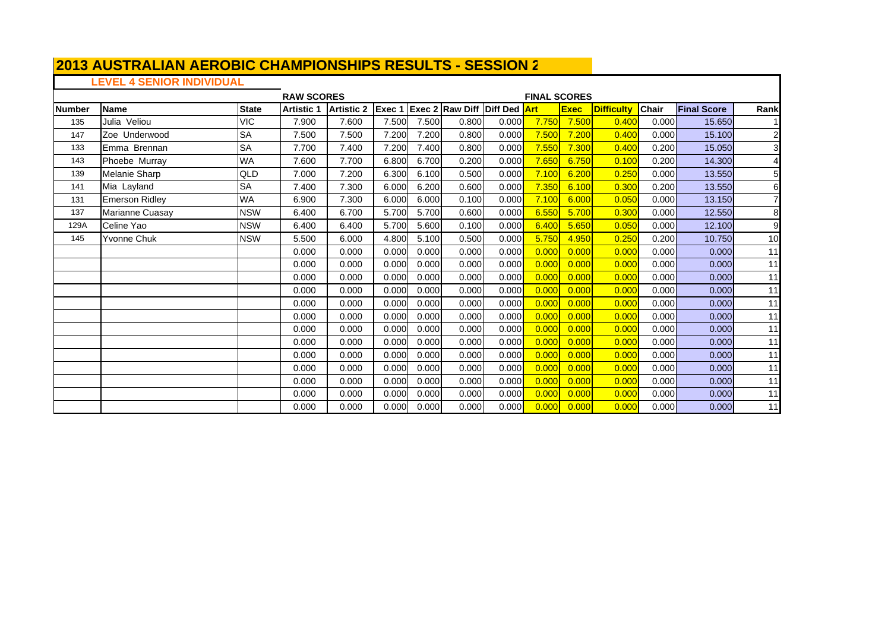# 2013 AUSTRALIAN AEROBIC CHAMPIONSHIPS RESULTS - SESSION 2

## LEVEL 4 SENIOR INDIVIDUAL

| | | | RAW SCORES | | | | | | FINAL SCORES | | | | | |
|---|---|---|---|---|---|---|---|---|---|---|---|---|---|---|
| Number | Name | State | Artistic 1 | Artistic 2 | Exec 1 | Exec 2 | Raw Diff | Diff Ded | Art | Exec | Difficulty | Chair | Final Score | Rank |
| 135 | Julia Veliou | VIC | 7.900 | 7.600 | 7.500 | 7.500 | 0.800 | 0.000 | 7.750 | 7.500 | 0.400 | 0.000 | 15.650 | 1 |
| 147 | Zoe Underwood | SA | 7.500 | 7.500 | 7.200 | 7.200 | 0.800 | 0.000 | 7.500 | 7.200 | 0.400 | 0.000 | 15.100 | 2 |
| 133 | Emma Brennan | SA | 7.700 | 7.400 | 7.200 | 7.400 | 0.800 | 0.000 | 7.550 | 7.300 | 0.400 | 0.200 | 15.050 | 3 |
| 143 | Phoebe Murray | WA | 7.600 | 7.700 | 6.800 | 6.700 | 0.200 | 0.000 | 7.650 | 6.750 | 0.100 | 0.200 | 14.300 | 4 |
| 139 | Melanie Sharp | QLD | 7.000 | 7.200 | 6.300 | 6.100 | 0.500 | 0.000 | 7.100 | 6.200 | 0.250 | 0.000 | 13.550 | 5 |
| 141 | Mia Layland | SA | 7.400 | 7.300 | 6.000 | 6.200 | 0.600 | 0.000 | 7.350 | 6.100 | 0.300 | 0.200 | 13.550 | 6 |
| 131 | Emerson Ridley | WA | 6.900 | 7.300 | 6.000 | 6.000 | 0.100 | 0.000 | 7.100 | 6.000 | 0.050 | 0.000 | 13.150 | 7 |
| 137 | Marianne Cuasay | NSW | 6.400 | 6.700 | 5.700 | 5.700 | 0.600 | 0.000 | 6.550 | 5.700 | 0.300 | 0.000 | 12.550 | 8 |
| 129A | Celine Yao | NSW | 6.400 | 6.400 | 5.700 | 5.600 | 0.100 | 0.000 | 6.400 | 5.650 | 0.050 | 0.000 | 12.100 | 9 |
| 145 | Yvonne Chuk | NSW | 5.500 | 6.000 | 4.800 | 5.100 | 0.500 | 0.000 | 5.750 | 4.950 | 0.250 | 0.200 | 10.750 | 10 |
| | | | 0.000 | 0.000 | 0.000 | 0.000 | 0.000 | 0.000 | 0.000 | 0.000 | 0.000 | 0.000 | 0.000 | 11 |
| | | | 0.000 | 0.000 | 0.000 | 0.000 | 0.000 | 0.000 | 0.000 | 0.000 | 0.000 | 0.000 | 0.000 | 11 |
| | | | 0.000 | 0.000 | 0.000 | 0.000 | 0.000 | 0.000 | 0.000 | 0.000 | 0.000 | 0.000 | 0.000 | 11 |
| | | | 0.000 | 0.000 | 0.000 | 0.000 | 0.000 | 0.000 | 0.000 | 0.000 | 0.000 | 0.000 | 0.000 | 11 |
| | | | 0.000 | 0.000 | 0.000 | 0.000 | 0.000 | 0.000 | 0.000 | 0.000 | 0.000 | 0.000 | 0.000 | 11 |
| | | | 0.000 | 0.000 | 0.000 | 0.000 | 0.000 | 0.000 | 0.000 | 0.000 | 0.000 | 0.000 | 0.000 | 11 |
| | | | 0.000 | 0.000 | 0.000 | 0.000 | 0.000 | 0.000 | 0.000 | 0.000 | 0.000 | 0.000 | 0.000 | 11 |
| | | | 0.000 | 0.000 | 0.000 | 0.000 | 0.000 | 0.000 | 0.000 | 0.000 | 0.000 | 0.000 | 0.000 | 11 |
| | | | 0.000 | 0.000 | 0.000 | 0.000 | 0.000 | 0.000 | 0.000 | 0.000 | 0.000 | 0.000 | 0.000 | 11 |
| | | | 0.000 | 0.000 | 0.000 | 0.000 | 0.000 | 0.000 | 0.000 | 0.000 | 0.000 | 0.000 | 0.000 | 11 |
| | | | 0.000 | 0.000 | 0.000 | 0.000 | 0.000 | 0.000 | 0.000 | 0.000 | 0.000 | 0.000 | 0.000 | 11 |
| | | | 0.000 | 0.000 | 0.000 | 0.000 | 0.000 | 0.000 | 0.000 | 0.000 | 0.000 | 0.000 | 0.000 | 11 |
| | | | 0.000 | 0.000 | 0.000 | 0.000 | 0.000 | 0.000 | 0.000 | 0.000 | 0.000 | 0.000 | 0.000 | 11 |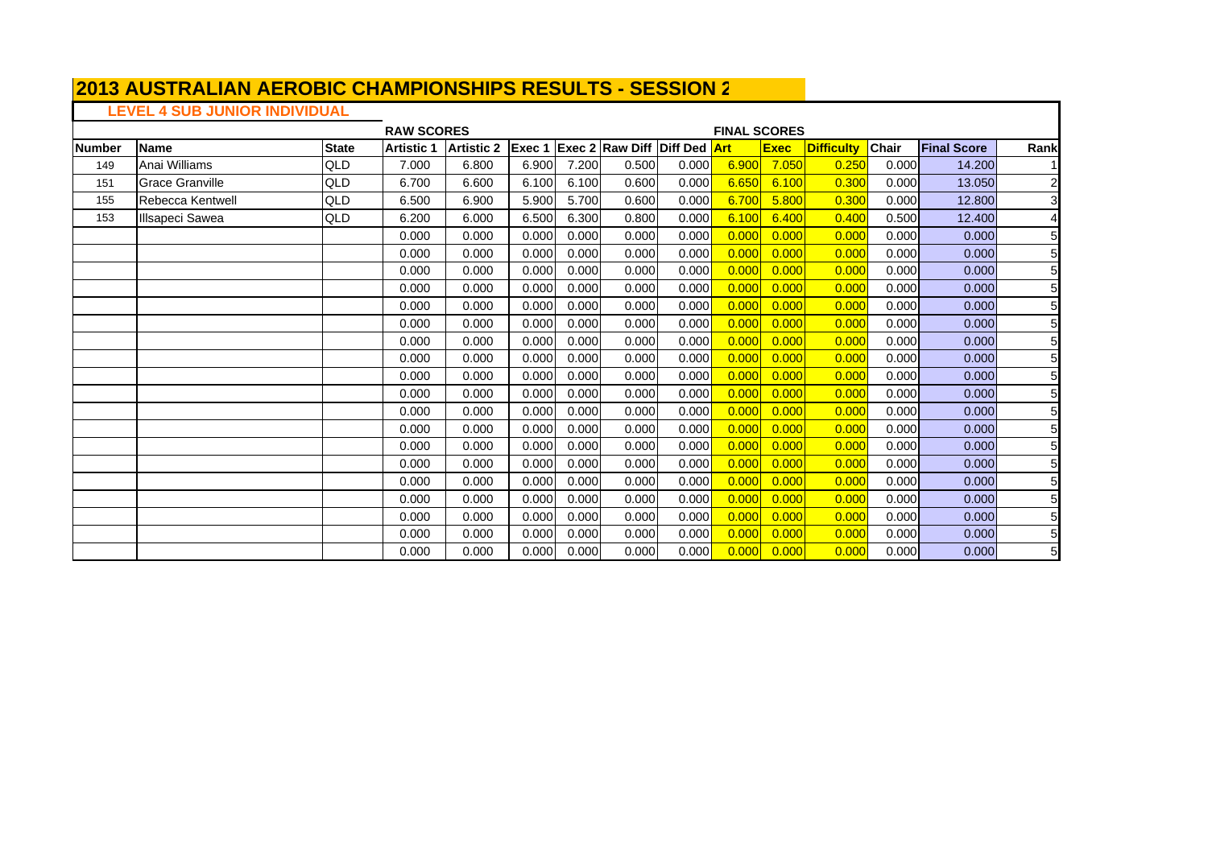# 2013 AUSTRALIAN AEROBIC CHAMPIONSHIPS RESULTS - SESSION 2

## LEVEL 4 SUB JUNIOR INDIVIDUAL

| | | | RAW SCORES | | | | | | FINAL SCORES | | | | | |
|---|---|---|---|---|---|---|---|---|---|---|---|---|---|---|
| **Number** | **Name** | **State** | **Artistic 1** | **Artistic 2** | **Exec 1** | **Exec 2** | **Raw Diff** | **Diff Ded** | **Art** | **Exec** | **Difficulty** | **Chair** | **Final Score** | **Rank** |
| 149 | Anai Williams | QLD | 7.000 | 6.800 | 6.900 | 7.200 | 0.500 | 0.000 | 6.900 | 7.050 | 0.250 | 0.000 | 14.200 | 1 |
| 151 | Grace Granville | QLD | 6.700 | 6.600 | 6.100 | 6.100 | 0.600 | 0.000 | 6.650 | 6.100 | 0.300 | 0.000 | 13.050 | 2 |
| 155 | Rebecca Kentwell | QLD | 6.500 | 6.900 | 5.900 | 5.700 | 0.600 | 0.000 | 6.700 | 5.800 | 0.300 | 0.000 | 12.800 | 3 |
| 153 | Illsapeci Sawea | QLD | 6.200 | 6.000 | 6.500 | 6.300 | 0.800 | 0.000 | 6.100 | 6.400 | 0.400 | 0.500 | 12.400 | 4 |
| | | | 0.000 | 0.000 | 0.000 | 0.000 | 0.000 | 0.000 | 0.000 | 0.000 | 0.000 | 0.000 | 0.000 | 5 |
| | | | 0.000 | 0.000 | 0.000 | 0.000 | 0.000 | 0.000 | 0.000 | 0.000 | 0.000 | 0.000 | 0.000 | 5 |
| | | | 0.000 | 0.000 | 0.000 | 0.000 | 0.000 | 0.000 | 0.000 | 0.000 | 0.000 | 0.000 | 0.000 | 5 |
| | | | 0.000 | 0.000 | 0.000 | 0.000 | 0.000 | 0.000 | 0.000 | 0.000 | 0.000 | 0.000 | 0.000 | 5 |
| | | | 0.000 | 0.000 | 0.000 | 0.000 | 0.000 | 0.000 | 0.000 | 0.000 | 0.000 | 0.000 | 0.000 | 5 |
| | | | 0.000 | 0.000 | 0.000 | 0.000 | 0.000 | 0.000 | 0.000 | 0.000 | 0.000 | 0.000 | 0.000 | 5 |
| | | | 0.000 | 0.000 | 0.000 | 0.000 | 0.000 | 0.000 | 0.000 | 0.000 | 0.000 | 0.000 | 0.000 | 5 |
| | | | 0.000 | 0.000 | 0.000 | 0.000 | 0.000 | 0.000 | 0.000 | 0.000 | 0.000 | 0.000 | 0.000 | 5 |
| | | | 0.000 | 0.000 | 0.000 | 0.000 | 0.000 | 0.000 | 0.000 | 0.000 | 0.000 | 0.000 | 0.000 | 5 |
| | | | 0.000 | 0.000 | 0.000 | 0.000 | 0.000 | 0.000 | 0.000 | 0.000 | 0.000 | 0.000 | 0.000 | 5 |
| | | | 0.000 | 0.000 | 0.000 | 0.000 | 0.000 | 0.000 | 0.000 | 0.000 | 0.000 | 0.000 | 0.000 | 5 |
| | | | 0.000 | 0.000 | 0.000 | 0.000 | 0.000 | 0.000 | 0.000 | 0.000 | 0.000 | 0.000 | 0.000 | 5 |
| | | | 0.000 | 0.000 | 0.000 | 0.000 | 0.000 | 0.000 | 0.000 | 0.000 | 0.000 | 0.000 | 0.000 | 5 |
| | | | 0.000 | 0.000 | 0.000 | 0.000 | 0.000 | 0.000 | 0.000 | 0.000 | 0.000 | 0.000 | 0.000 | 5 |
| | | | 0.000 | 0.000 | 0.000 | 0.000 | 0.000 | 0.000 | 0.000 | 0.000 | 0.000 | 0.000 | 0.000 | 5 |
| | | | 0.000 | 0.000 | 0.000 | 0.000 | 0.000 | 0.000 | 0.000 | 0.000 | 0.000 | 0.000 | 0.000 | 5 |
| | | | 0.000 | 0.000 | 0.000 | 0.000 | 0.000 | 0.000 | 0.000 | 0.000 | 0.000 | 0.000 | 0.000 | 5 |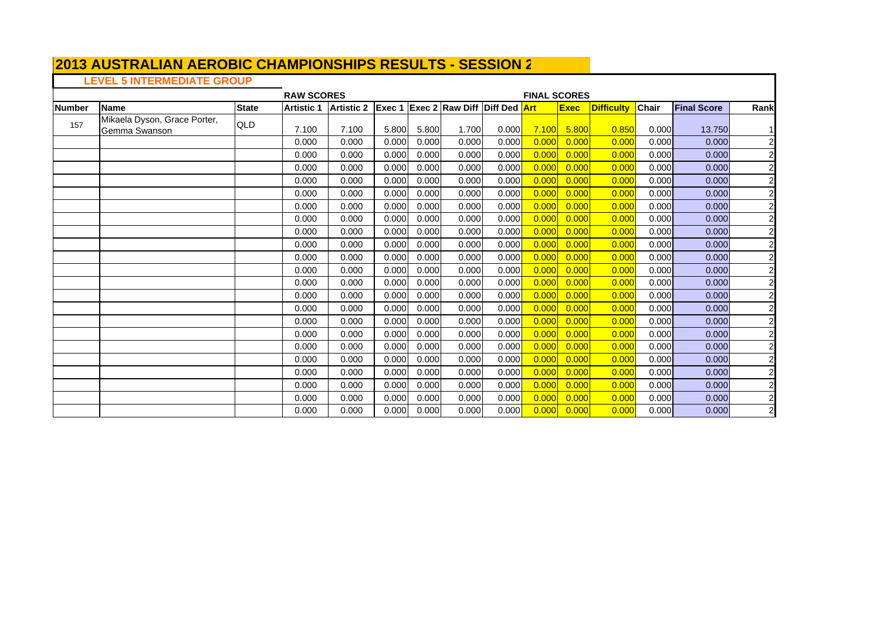# 2013 AUSTRALIAN AEROBIC CHAMPIONSHIPS RESULTS - SESSION 2

## LEVEL 5 INTERMEDIATE GROUP

| | | | RAW SCORES | | | | | | FINAL SCORES | | | | | |
|---|---|---|---|---|---|---|---|---|---|---|---|---|---|---|
| **Number** | **Name** | **State** | **Artistic 1** | **Artistic 2** | **Exec 1** | **Exec 2** | **Raw Diff** | **Diff Ded** | **Art** | **Exec** | **Difficulty** | **Chair** | **Final Score** | **Rank** |
| 157 | Mikaela Dyson, Grace Porter, Gemma Swanson | QLD | 7.100 | 7.100 | 5.800 | 5.800 | 1.700 | 0.000 | 7.100 | 5.800 | 0.850 | 0.000 | 13.750 | 1 |
| | | | 0.000 | 0.000 | 0.000 | 0.000 | 0.000 | 0.000 | 0.000 | 0.000 | 0.000 | 0.000 | 0.000 | 2 |
| | | | 0.000 | 0.000 | 0.000 | 0.000 | 0.000 | 0.000 | 0.000 | 0.000 | 0.000 | 0.000 | 0.000 | 2 |
| | | | 0.000 | 0.000 | 0.000 | 0.000 | 0.000 | 0.000 | 0.000 | 0.000 | 0.000 | 0.000 | 0.000 | 2 |
| | | | 0.000 | 0.000 | 0.000 | 0.000 | 0.000 | 0.000 | 0.000 | 0.000 | 0.000 | 0.000 | 0.000 | 2 |
| | | | 0.000 | 0.000 | 0.000 | 0.000 | 0.000 | 0.000 | 0.000 | 0.000 | 0.000 | 0.000 | 0.000 | 2 |
| | | | 0.000 | 0.000 | 0.000 | 0.000 | 0.000 | 0.000 | 0.000 | 0.000 | 0.000 | 0.000 | 0.000 | 2 |
| | | | 0.000 | 0.000 | 0.000 | 0.000 | 0.000 | 0.000 | 0.000 | 0.000 | 0.000 | 0.000 | 0.000 | 2 |
| | | | 0.000 | 0.000 | 0.000 | 0.000 | 0.000 | 0.000 | 0.000 | 0.000 | 0.000 | 0.000 | 0.000 | 2 |
| | | | 0.000 | 0.000 | 0.000 | 0.000 | 0.000 | 0.000 | 0.000 | 0.000 | 0.000 | 0.000 | 0.000 | 2 |
| | | | 0.000 | 0.000 | 0.000 | 0.000 | 0.000 | 0.000 | 0.000 | 0.000 | 0.000 | 0.000 | 0.000 | 2 |
| | | | 0.000 | 0.000 | 0.000 | 0.000 | 0.000 | 0.000 | 0.000 | 0.000 | 0.000 | 0.000 | 0.000 | 2 |
| | | | 0.000 | 0.000 | 0.000 | 0.000 | 0.000 | 0.000 | 0.000 | 0.000 | 0.000 | 0.000 | 0.000 | 2 |
| | | | 0.000 | 0.000 | 0.000 | 0.000 | 0.000 | 0.000 | 0.000 | 0.000 | 0.000 | 0.000 | 0.000 | 2 |
| | | | 0.000 | 0.000 | 0.000 | 0.000 | 0.000 | 0.000 | 0.000 | 0.000 | 0.000 | 0.000 | 0.000 | 2 |
| | | | 0.000 | 0.000 | 0.000 | 0.000 | 0.000 | 0.000 | 0.000 | 0.000 | 0.000 | 0.000 | 0.000 | 2 |
| | | | 0.000 | 0.000 | 0.000 | 0.000 | 0.000 | 0.000 | 0.000 | 0.000 | 0.000 | 0.000 | 0.000 | 2 |
| | | | 0.000 | 0.000 | 0.000 | 0.000 | 0.000 | 0.000 | 0.000 | 0.000 | 0.000 | 0.000 | 0.000 | 2 |
| | | | 0.000 | 0.000 | 0.000 | 0.000 | 0.000 | 0.000 | 0.000 | 0.000 | 0.000 | 0.000 | 0.000 | 2 |
| | | | 0.000 | 0.000 | 0.000 | 0.000 | 0.000 | 0.000 | 0.000 | 0.000 | 0.000 | 0.000 | 0.000 | 2 |
| | | | 0.000 | 0.000 | 0.000 | 0.000 | 0.000 | 0.000 | 0.000 | 0.000 | 0.000 | 0.000 | 0.000 | 2 |
| | | | 0.000 | 0.000 | 0.000 | 0.000 | 0.000 | 0.000 | 0.000 | 0.000 | 0.000 | 0.000 | 0.000 | 2 |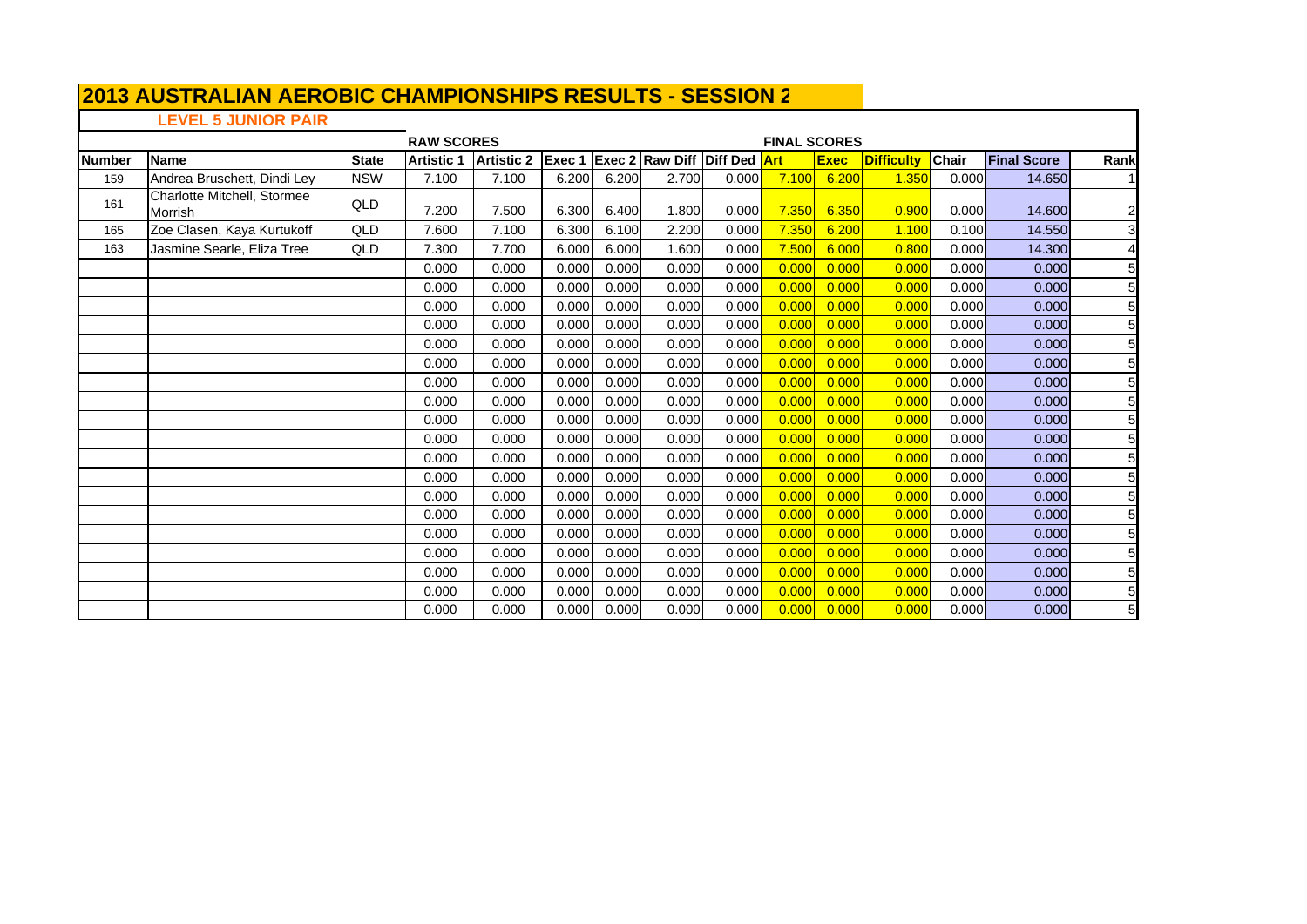# 2013 AUSTRALIAN AEROBIC CHAMPIONSHIPS RESULTS - SESSION 2

## LEVEL 5 JUNIOR PAIR

| | | | RAW SCORES | | | | | | FINAL SCORES | | | | | |
|---|---|---|---|---|---|---|---|---|---|---|---|---|---|---|
| Number | Name | State | Artistic 1 | Artistic 2 | Exec 1 | Exec 2 | Raw Diff | Diff Ded | Art | Exec | Difficulty | Chair | Final Score | Rank |
| 159 | Andrea Bruschett, Dindi Ley | NSW | 7.100 | 7.100 | 6.200 | 6.200 | 2.700 | 0.000 | 7.100 | 6.200 | 1.350 | 0.000 | 14.650 | 1 |
| 161 | Charlotte Mitchell, Stormee Morrish | QLD | 7.200 | 7.500 | 6.300 | 6.400 | 1.800 | 0.000 | 7.350 | 6.350 | 0.900 | 0.000 | 14.600 | 2 |
| 165 | Zoe Clasen, Kaya Kurtukoff | QLD | 7.600 | 7.100 | 6.300 | 6.100 | 2.200 | 0.000 | 7.350 | 6.200 | 1.100 | 0.100 | 14.550 | 3 |
| 163 | Jasmine Searle, Eliza Tree | QLD | 7.300 | 7.700 | 6.000 | 6.000 | 1.600 | 0.000 | 7.500 | 6.000 | 0.800 | 0.000 | 14.300 | 4 |
| | | | 0.000 | 0.000 | 0.000 | 0.000 | 0.000 | 0.000 | 0.000 | 0.000 | 0.000 | 0.000 | 0.000 | 5 |
| | | | 0.000 | 0.000 | 0.000 | 0.000 | 0.000 | 0.000 | 0.000 | 0.000 | 0.000 | 0.000 | 0.000 | 5 |
| | | | 0.000 | 0.000 | 0.000 | 0.000 | 0.000 | 0.000 | 0.000 | 0.000 | 0.000 | 0.000 | 0.000 | 5 |
| | | | 0.000 | 0.000 | 0.000 | 0.000 | 0.000 | 0.000 | 0.000 | 0.000 | 0.000 | 0.000 | 0.000 | 5 |
| | | | 0.000 | 0.000 | 0.000 | 0.000 | 0.000 | 0.000 | 0.000 | 0.000 | 0.000 | 0.000 | 0.000 | 5 |
| | | | 0.000 | 0.000 | 0.000 | 0.000 | 0.000 | 0.000 | 0.000 | 0.000 | 0.000 | 0.000 | 0.000 | 5 |
| | | | 0.000 | 0.000 | 0.000 | 0.000 | 0.000 | 0.000 | 0.000 | 0.000 | 0.000 | 0.000 | 0.000 | 5 |
| | | | 0.000 | 0.000 | 0.000 | 0.000 | 0.000 | 0.000 | 0.000 | 0.000 | 0.000 | 0.000 | 0.000 | 5 |
| | | | 0.000 | 0.000 | 0.000 | 0.000 | 0.000 | 0.000 | 0.000 | 0.000 | 0.000 | 0.000 | 0.000 | 5 |
| | | | 0.000 | 0.000 | 0.000 | 0.000 | 0.000 | 0.000 | 0.000 | 0.000 | 0.000 | 0.000 | 0.000 | 5 |
| | | | 0.000 | 0.000 | 0.000 | 0.000 | 0.000 | 0.000 | 0.000 | 0.000 | 0.000 | 0.000 | 0.000 | 5 |
| | | | 0.000 | 0.000 | 0.000 | 0.000 | 0.000 | 0.000 | 0.000 | 0.000 | 0.000 | 0.000 | 0.000 | 5 |
| | | | 0.000 | 0.000 | 0.000 | 0.000 | 0.000 | 0.000 | 0.000 | 0.000 | 0.000 | 0.000 | 0.000 | 5 |
| | | | 0.000 | 0.000 | 0.000 | 0.000 | 0.000 | 0.000 | 0.000 | 0.000 | 0.000 | 0.000 | 0.000 | 5 |
| | | | 0.000 | 0.000 | 0.000 | 0.000 | 0.000 | 0.000 | 0.000 | 0.000 | 0.000 | 0.000 | 0.000 | 5 |
| | | | 0.000 | 0.000 | 0.000 | 0.000 | 0.000 | 0.000 | 0.000 | 0.000 | 0.000 | 0.000 | 0.000 | 5 |
| | | | 0.000 | 0.000 | 0.000 | 0.000 | 0.000 | 0.000 | 0.000 | 0.000 | 0.000 | 0.000 | 0.000 | 5 |
| | | | 0.000 | 0.000 | 0.000 | 0.000 | 0.000 | 0.000 | 0.000 | 0.000 | 0.000 | 0.000 | 0.000 | 5 |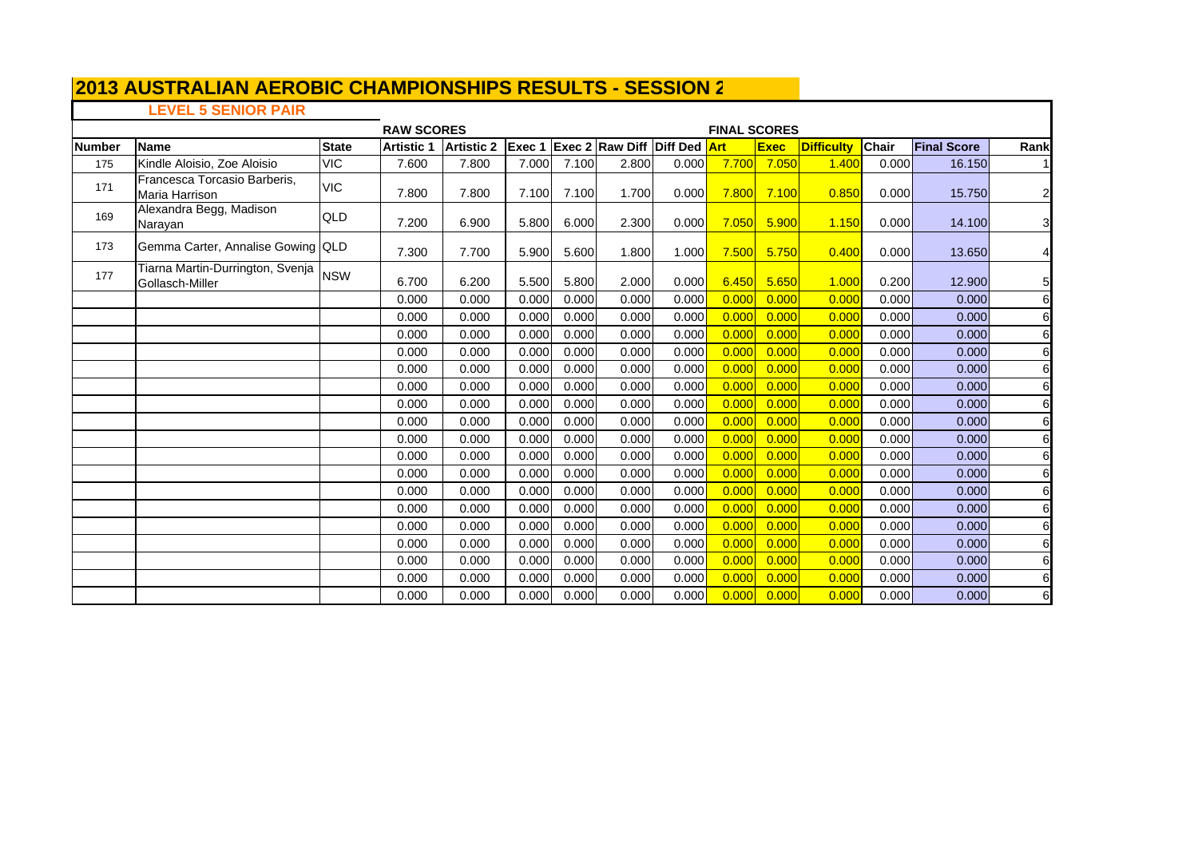# 2013 AUSTRALIAN AEROBIC CHAMPIONSHIPS RESULTS - SESSION 2

### LEVEL 5 SENIOR PAIR

| | | | RAW SCORES | | | | | | FINAL SCORES | | | | | |
|---|---|---|---|---|---|---|---|---|---|---|---|---|---|---|
| Number | Name | State | Artistic 1 | Artistic 2 | Exec 1 | Exec 2 | Raw Diff | Diff Ded | Art | Exec | Difficulty | Chair | Final Score | Rank |
| 175 | Kindle Aloisio, Zoe Aloisio | VIC | 7.600 | 7.800 | 7.000 | 7.100 | 2.800 | 0.000 | 7.700 | 7.050 | 1.400 | 0.000 | 16.150 | 1 |
| 171 | Francesca Torcasio Barberis, Maria Harrison | VIC | 7.800 | 7.800 | 7.100 | 7.100 | 1.700 | 0.000 | 7.800 | 7.100 | 0.850 | 0.000 | 15.750 | 2 |
| 169 | Alexandra Begg, Madison Narayan | QLD | 7.200 | 6.900 | 5.800 | 6.000 | 2.300 | 0.000 | 7.050 | 5.900 | 1.150 | 0.000 | 14.100 | 3 |
| 173 | Gemma Carter, Annalise Gowing | QLD | 7.300 | 7.700 | 5.900 | 5.600 | 1.800 | 1.000 | 7.500 | 5.750 | 0.400 | 0.000 | 13.650 | 4 |
| 177 | Tiarna Martin-Durrington, Svenja Gollasch-Miller | NSW | 6.700 | 6.200 | 5.500 | 5.800 | 2.000 | 0.000 | 6.450 | 5.650 | 1.000 | 0.200 | 12.900 | 5 |
| | | | 0.000 | 0.000 | 0.000 | 0.000 | 0.000 | 0.000 | 0.000 | 0.000 | 0.000 | 0.000 | 0.000 | 6 |
| | | | 0.000 | 0.000 | 0.000 | 0.000 | 0.000 | 0.000 | 0.000 | 0.000 | 0.000 | 0.000 | 0.000 | 6 |
| | | | 0.000 | 0.000 | 0.000 | 0.000 | 0.000 | 0.000 | 0.000 | 0.000 | 0.000 | 0.000 | 0.000 | 6 |
| | | | 0.000 | 0.000 | 0.000 | 0.000 | 0.000 | 0.000 | 0.000 | 0.000 | 0.000 | 0.000 | 0.000 | 6 |
| | | | 0.000 | 0.000 | 0.000 | 0.000 | 0.000 | 0.000 | 0.000 | 0.000 | 0.000 | 0.000 | 0.000 | 6 |
| | | | 0.000 | 0.000 | 0.000 | 0.000 | 0.000 | 0.000 | 0.000 | 0.000 | 0.000 | 0.000 | 0.000 | 6 |
| | | | 0.000 | 0.000 | 0.000 | 0.000 | 0.000 | 0.000 | 0.000 | 0.000 | 0.000 | 0.000 | 0.000 | 6 |
| | | | 0.000 | 0.000 | 0.000 | 0.000 | 0.000 | 0.000 | 0.000 | 0.000 | 0.000 | 0.000 | 0.000 | 6 |
| | | | 0.000 | 0.000 | 0.000 | 0.000 | 0.000 | 0.000 | 0.000 | 0.000 | 0.000 | 0.000 | 0.000 | 6 |
| | | | 0.000 | 0.000 | 0.000 | 0.000 | 0.000 | 0.000 | 0.000 | 0.000 | 0.000 | 0.000 | 0.000 | 6 |
| | | | 0.000 | 0.000 | 0.000 | 0.000 | 0.000 | 0.000 | 0.000 | 0.000 | 0.000 | 0.000 | 0.000 | 6 |
| | | | 0.000 | 0.000 | 0.000 | 0.000 | 0.000 | 0.000 | 0.000 | 0.000 | 0.000 | 0.000 | 0.000 | 6 |
| | | | 0.000 | 0.000 | 0.000 | 0.000 | 0.000 | 0.000 | 0.000 | 0.000 | 0.000 | 0.000 | 0.000 | 6 |
| | | | 0.000 | 0.000 | 0.000 | 0.000 | 0.000 | 0.000 | 0.000 | 0.000 | 0.000 | 0.000 | 0.000 | 6 |
| | | | 0.000 | 0.000 | 0.000 | 0.000 | 0.000 | 0.000 | 0.000 | 0.000 | 0.000 | 0.000 | 0.000 | 6 |
| | | | 0.000 | 0.000 | 0.000 | 0.000 | 0.000 | 0.000 | 0.000 | 0.000 | 0.000 | 0.000 | 0.000 | 6 |
| | | | 0.000 | 0.000 | 0.000 | 0.000 | 0.000 | 0.000 | 0.000 | 0.000 | 0.000 | 0.000 | 0.000 | 6 |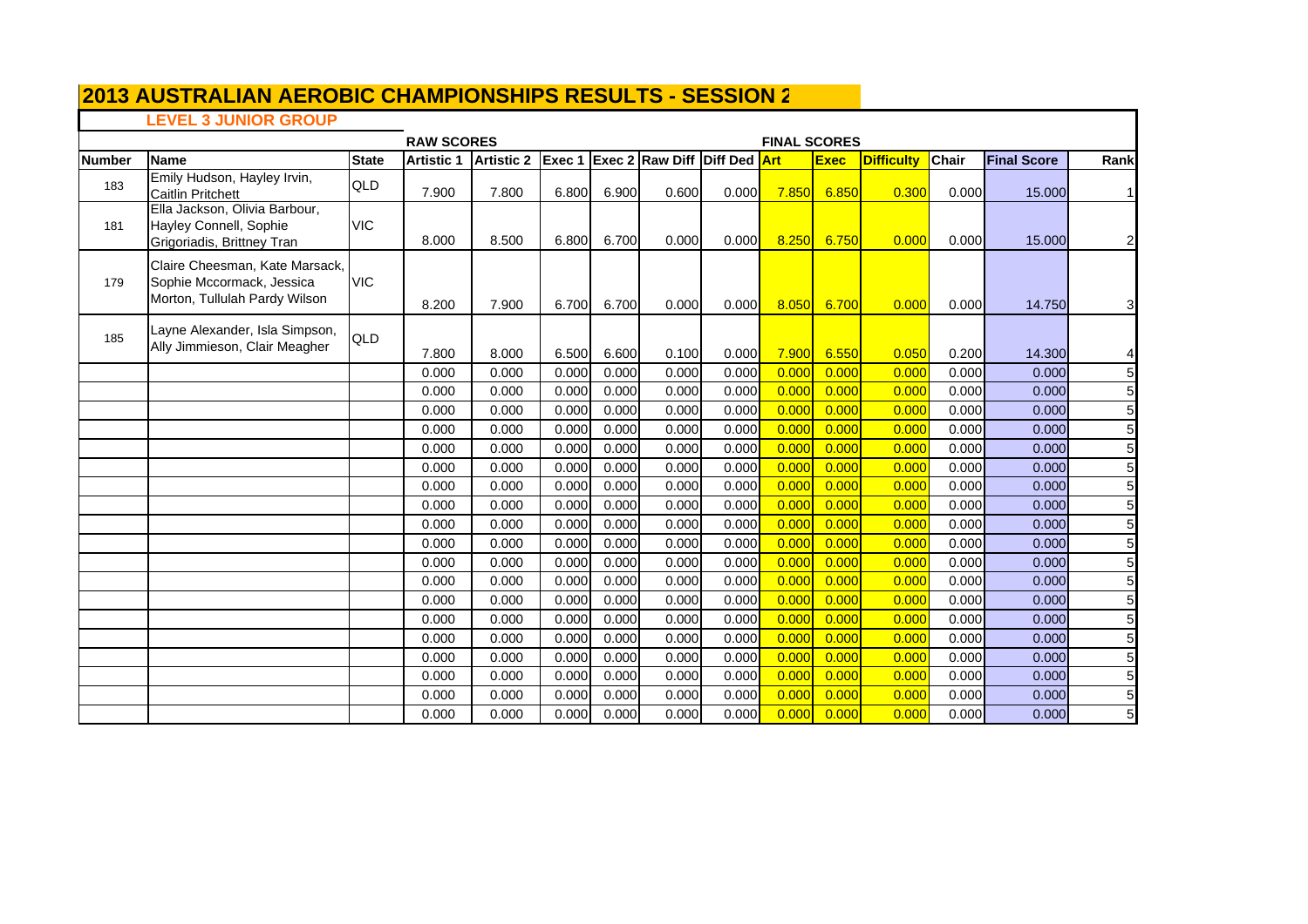# 2013 AUSTRALIAN AEROBIC CHAMPIONSHIPS RESULTS - SESSION 2

## LEVEL 3 JUNIOR GROUP

| | | | RAW SCORES | | | | | | FINAL SCORES | | | | | |
|---|---|---|---|---|---|---|---|---|---|---|---|---|---|---|
| Number | Name | State | Artistic 1 | Artistic 2 | Exec 1 | Exec 2 | Raw Diff | Diff Ded | Art | Exec | Difficulty | Chair | Final Score | Rank |
| 183 | Emily Hudson, Hayley Irvin, Caitlin Pritchett | QLD | 7.900 | 7.800 | 6.800 | 6.900 | 0.600 | 0.000 | 7.850 | 6.850 | 0.300 | 0.000 | 15.000 | 1 |
| 181 | Ella Jackson, Olivia Barbour, Hayley Connell, Sophie Grigoriadis, Brittney Tran | VIC | 8.000 | 8.500 | 6.800 | 6.700 | 0.000 | 0.000 | 8.250 | 6.750 | 0.000 | 0.000 | 15.000 | 2 |
| 179 | Claire Cheesman, Kate Marsack, Sophie Mccormack, Jessica Morton, Tullulah Pardy Wilson | VIC | 8.200 | 7.900 | 6.700 | 6.700 | 0.000 | 0.000 | 8.050 | 6.700 | 0.000 | 0.000 | 14.750 | 3 |
| 185 | Layne Alexander, Isla Simpson, Ally Jimmieson, Clair Meagher | QLD | 7.800 | 8.000 | 6.500 | 6.600 | 0.100 | 0.000 | 7.900 | 6.550 | 0.050 | 0.200 | 14.300 | 4 |
| | | | 0.000 | 0.000 | 0.000 | 0.000 | 0.000 | 0.000 | 0.000 | 0.000 | 0.000 | 0.000 | 0.000 | 5 |
| | | | 0.000 | 0.000 | 0.000 | 0.000 | 0.000 | 0.000 | 0.000 | 0.000 | 0.000 | 0.000 | 0.000 | 5 |
| | | | 0.000 | 0.000 | 0.000 | 0.000 | 0.000 | 0.000 | 0.000 | 0.000 | 0.000 | 0.000 | 0.000 | 5 |
| | | | 0.000 | 0.000 | 0.000 | 0.000 | 0.000 | 0.000 | 0.000 | 0.000 | 0.000 | 0.000 | 0.000 | 5 |
| | | | 0.000 | 0.000 | 0.000 | 0.000 | 0.000 | 0.000 | 0.000 | 0.000 | 0.000 | 0.000 | 0.000 | 5 |
| | | | 0.000 | 0.000 | 0.000 | 0.000 | 0.000 | 0.000 | 0.000 | 0.000 | 0.000 | 0.000 | 0.000 | 5 |
| | | | 0.000 | 0.000 | 0.000 | 0.000 | 0.000 | 0.000 | 0.000 | 0.000 | 0.000 | 0.000 | 0.000 | 5 |
| | | | 0.000 | 0.000 | 0.000 | 0.000 | 0.000 | 0.000 | 0.000 | 0.000 | 0.000 | 0.000 | 0.000 | 5 |
| | | | 0.000 | 0.000 | 0.000 | 0.000 | 0.000 | 0.000 | 0.000 | 0.000 | 0.000 | 0.000 | 0.000 | 5 |
| | | | 0.000 | 0.000 | 0.000 | 0.000 | 0.000 | 0.000 | 0.000 | 0.000 | 0.000 | 0.000 | 0.000 | 5 |
| | | | 0.000 | 0.000 | 0.000 | 0.000 | 0.000 | 0.000 | 0.000 | 0.000 | 0.000 | 0.000 | 0.000 | 5 |
| | | | 0.000 | 0.000 | 0.000 | 0.000 | 0.000 | 0.000 | 0.000 | 0.000 | 0.000 | 0.000 | 0.000 | 5 |
| | | | 0.000 | 0.000 | 0.000 | 0.000 | 0.000 | 0.000 | 0.000 | 0.000 | 0.000 | 0.000 | 0.000 | 5 |
| | | | 0.000 | 0.000 | 0.000 | 0.000 | 0.000 | 0.000 | 0.000 | 0.000 | 0.000 | 0.000 | 0.000 | 5 |
| | | | 0.000 | 0.000 | 0.000 | 0.000 | 0.000 | 0.000 | 0.000 | 0.000 | 0.000 | 0.000 | 0.000 | 5 |
| | | | 0.000 | 0.000 | 0.000 | 0.000 | 0.000 | 0.000 | 0.000 | 0.000 | 0.000 | 0.000 | 0.000 | 5 |
| | | | 0.000 | 0.000 | 0.000 | 0.000 | 0.000 | 0.000 | 0.000 | 0.000 | 0.000 | 0.000 | 0.000 | 5 |
| | | | 0.000 | 0.000 | 0.000 | 0.000 | 0.000 | 0.000 | 0.000 | 0.000 | 0.000 | 0.000 | 0.000 | 5 |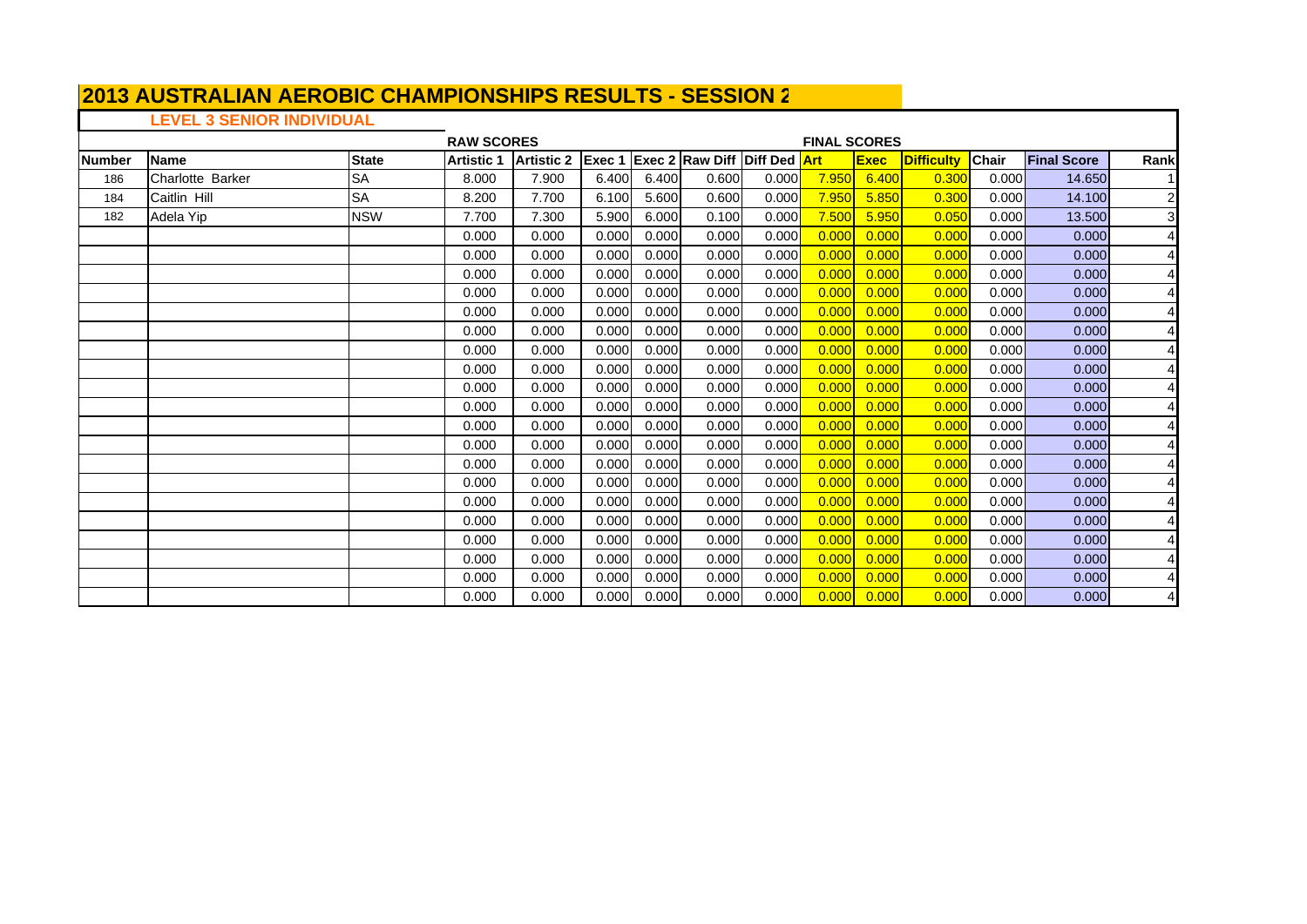# 2013 AUSTRALIAN AEROBIC CHAMPIONSHIPS RESULTS - SESSION 2

## LEVEL 3 SENIOR INDIVIDUAL

| | | | RAW SCORES | | | | | | FINAL SCORES | | | | | |
|---|---|---|---|---|---|---|---|---|---|---|---|---|---|---|
| Number | Name | State | Artistic 1 | Artistic 2 | Exec 1 | Exec 2 | Raw Diff | Diff Ded | Art | Exec | Difficulty | Chair | Final Score | Rank |
| 186 | Charlotte Barker | SA | 8.000 | 7.900 | 6.400 | 6.400 | 0.600 | 0.000 | 7.950 | 6.400 | 0.300 | 0.000 | 14.650 | 1 |
| 184 | Caitlin Hill | SA | 8.200 | 7.700 | 6.100 | 5.600 | 0.600 | 0.000 | 7.950 | 5.850 | 0.300 | 0.000 | 14.100 | 2 |
| 182 | Adela Yip | NSW | 7.700 | 7.300 | 5.900 | 6.000 | 0.100 | 0.000 | 7.500 | 5.950 | 0.050 | 0.000 | 13.500 | 3 |
| | | | 0.000 | 0.000 | 0.000 | 0.000 | 0.000 | 0.000 | 0.000 | 0.000 | 0.000 | 0.000 | 0.000 | 4 |
| | | | 0.000 | 0.000 | 0.000 | 0.000 | 0.000 | 0.000 | 0.000 | 0.000 | 0.000 | 0.000 | 0.000 | 4 |
| | | | 0.000 | 0.000 | 0.000 | 0.000 | 0.000 | 0.000 | 0.000 | 0.000 | 0.000 | 0.000 | 0.000 | 4 |
| | | | 0.000 | 0.000 | 0.000 | 0.000 | 0.000 | 0.000 | 0.000 | 0.000 | 0.000 | 0.000 | 0.000 | 4 |
| | | | 0.000 | 0.000 | 0.000 | 0.000 | 0.000 | 0.000 | 0.000 | 0.000 | 0.000 | 0.000 | 0.000 | 4 |
| | | | 0.000 | 0.000 | 0.000 | 0.000 | 0.000 | 0.000 | 0.000 | 0.000 | 0.000 | 0.000 | 0.000 | 4 |
| | | | 0.000 | 0.000 | 0.000 | 0.000 | 0.000 | 0.000 | 0.000 | 0.000 | 0.000 | 0.000 | 0.000 | 4 |
| | | | 0.000 | 0.000 | 0.000 | 0.000 | 0.000 | 0.000 | 0.000 | 0.000 | 0.000 | 0.000 | 0.000 | 4 |
| | | | 0.000 | 0.000 | 0.000 | 0.000 | 0.000 | 0.000 | 0.000 | 0.000 | 0.000 | 0.000 | 0.000 | 4 |
| | | | 0.000 | 0.000 | 0.000 | 0.000 | 0.000 | 0.000 | 0.000 | 0.000 | 0.000 | 0.000 | 0.000 | 4 |
| | | | 0.000 | 0.000 | 0.000 | 0.000 | 0.000 | 0.000 | 0.000 | 0.000 | 0.000 | 0.000 | 0.000 | 4 |
| | | | 0.000 | 0.000 | 0.000 | 0.000 | 0.000 | 0.000 | 0.000 | 0.000 | 0.000 | 0.000 | 0.000 | 4 |
| | | | 0.000 | 0.000 | 0.000 | 0.000 | 0.000 | 0.000 | 0.000 | 0.000 | 0.000 | 0.000 | 0.000 | 4 |
| | | | 0.000 | 0.000 | 0.000 | 0.000 | 0.000 | 0.000 | 0.000 | 0.000 | 0.000 | 0.000 | 0.000 | 4 |
| | | | 0.000 | 0.000 | 0.000 | 0.000 | 0.000 | 0.000 | 0.000 | 0.000 | 0.000 | 0.000 | 0.000 | 4 |
| | | | 0.000 | 0.000 | 0.000 | 0.000 | 0.000 | 0.000 | 0.000 | 0.000 | 0.000 | 0.000 | 0.000 | 4 |
| | | | 0.000 | 0.000 | 0.000 | 0.000 | 0.000 | 0.000 | 0.000 | 0.000 | 0.000 | 0.000 | 0.000 | 4 |
| | | | 0.000 | 0.000 | 0.000 | 0.000 | 0.000 | 0.000 | 0.000 | 0.000 | 0.000 | 0.000 | 0.000 | 4 |